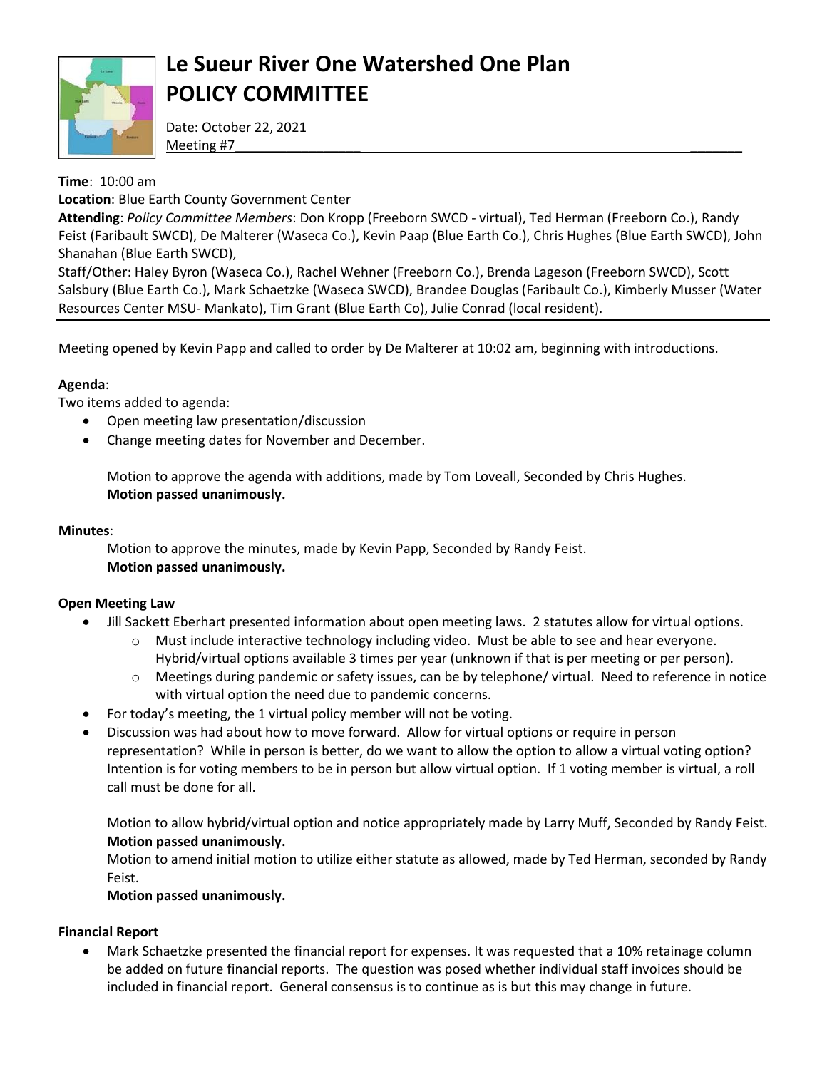# Le Sueur River One Watershed One Plan
# POLICY COMMITTEE

Date: October 22, 2021
Meeting #7

**Time**: 10:00 am
**Location**: Blue Earth County Government Center
**Attending**: *Policy Committee Members*: Don Kropp (Freeborn SWCD - virtual), Ted Herman (Freeborn Co.), Randy Feist (Faribault SWCD), De Malterer (Waseca Co.), Kevin Paap (Blue Earth Co.), Chris Hughes (Blue Earth SWCD), John Shanahan (Blue Earth SWCD),
Staff/Other: Haley Byron (Waseca Co.), Rachel Wehner (Freeborn Co.), Brenda Lageson (Freeborn SWCD), Scott Salsbury (Blue Earth Co.), Mark Schaetzke (Waseca SWCD), Brandee Douglas (Faribault Co.), Kimberly Musser (Water Resources Center MSU- Mankato), Tim Grant (Blue Earth Co), Julie Conrad (local resident).

---

Meeting opened by Kevin Papp and called to order by De Malterer at 10:02 am, beginning with introductions.

**Agenda**:
Two items added to agenda:

- Open meeting law presentation/discussion
- Change meeting dates for November and December.

  Motion to approve the agenda with additions, made by Tom Loveall, Seconded by Chris Hughes.
  **Motion passed unanimously.**

**Minutes**:

Motion to approve the minutes, made by Kevin Papp, Seconded by Randy Feist.
**Motion passed unanimously.**

**Open Meeting Law**

- Jill Sackett Eberhart presented information about open meeting laws. 2 statutes allow for virtual options.
  - Must include interactive technology including video. Must be able to see and hear everyone. Hybrid/virtual options available 3 times per year (unknown if that is per meeting or per person).
  - Meetings during pandemic or safety issues, can be by telephone/ virtual. Need to reference in notice with virtual option the need due to pandemic concerns.
- For today's meeting, the 1 virtual policy member will not be voting.
- Discussion was had about how to move forward. Allow for virtual options or require in person representation? While in person is better, do we want to allow the option to allow a virtual voting option? Intention is for voting members to be in person but allow virtual option. If 1 voting member is virtual, a roll call must be done for all.

  Motion to allow hybrid/virtual option and notice appropriately made by Larry Muff, Seconded by Randy Feist.
  **Motion passed unanimously.**
  Motion to amend initial motion to utilize either statute as allowed, made by Ted Herman, seconded by Randy Feist.
  **Motion passed unanimously.**

**Financial Report**

- Mark Schaetzke presented the financial report for expenses. It was requested that a 10% retainage column be added on future financial reports. The question was posed whether individual staff invoices should be included in financial report. General consensus is to continue as is but this may change in future.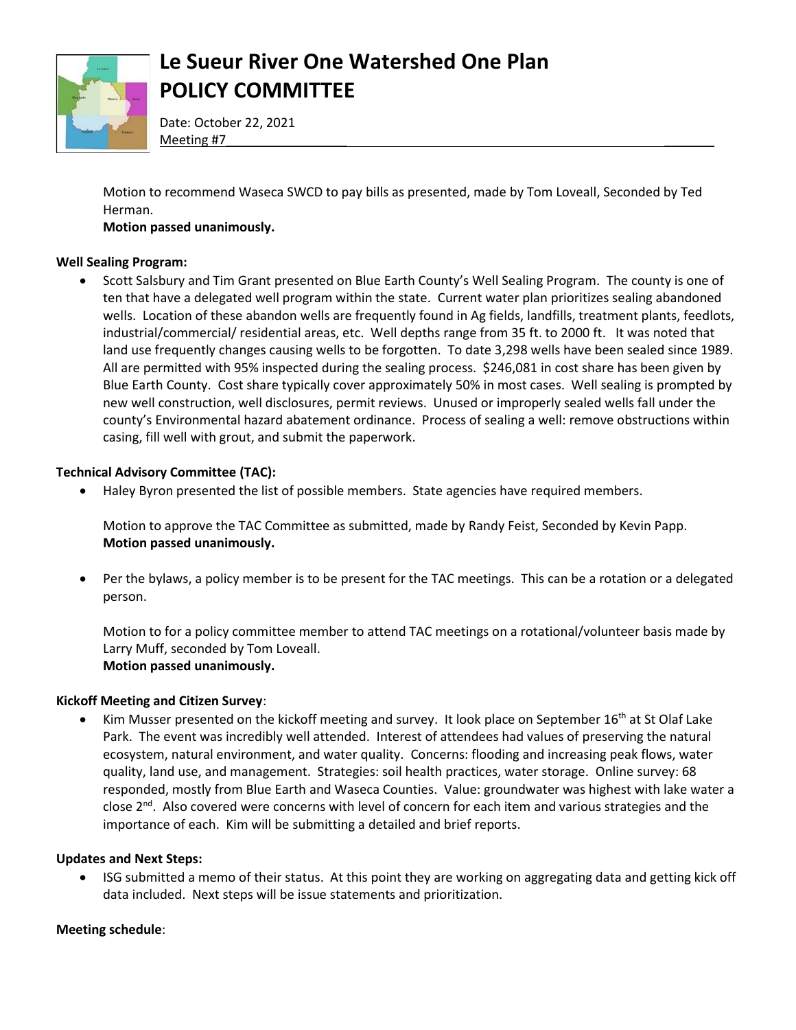# Le Sueur River One Watershed One Plan
# POLICY COMMITTEE

Date: October 22, 2021
Meeting #7

Motion to recommend Waseca SWCD to pay bills as presented, made by Tom Loveall, Seconded by Ted Herman.
**Motion passed unanimously.**

**Well Sealing Program:**

- Scott Salsbury and Tim Grant presented on Blue Earth County's Well Sealing Program. The county is one of ten that have a delegated well program within the state. Current water plan prioritizes sealing abandoned wells. Location of these abandon wells are frequently found in Ag fields, landfills, treatment plants, feedlots, industrial/commercial/ residential areas, etc. Well depths range from 35 ft. to 2000 ft. It was noted that land use frequently changes causing wells to be forgotten. To date 3,298 wells have been sealed since 1989. All are permitted with 95% inspected during the sealing process. $246,081 in cost share has been given by Blue Earth County. Cost share typically cover approximately 50% in most cases. Well sealing is prompted by new well construction, well disclosures, permit reviews. Unused or improperly sealed wells fall under the county's Environmental hazard abatement ordinance. Process of sealing a well: remove obstructions within casing, fill well with grout, and submit the paperwork.

**Technical Advisory Committee (TAC):**

- Haley Byron presented the list of possible members. State agencies have required members.

  Motion to approve the TAC Committee as submitted, made by Randy Feist, Seconded by Kevin Papp.
  **Motion passed unanimously.**

- Per the bylaws, a policy member is to be present for the TAC meetings. This can be a rotation or a delegated person.

  Motion to for a policy committee member to attend TAC meetings on a rotational/volunteer basis made by Larry Muff, seconded by Tom Loveall.
  **Motion passed unanimously.**

**Kickoff Meeting and Citizen Survey**:

- Kim Musser presented on the kickoff meeting and survey. It look place on September 16th at St Olaf Lake Park. The event was incredibly well attended. Interest of attendees had values of preserving the natural ecosystem, natural environment, and water quality. Concerns: flooding and increasing peak flows, water quality, land use, and management. Strategies: soil health practices, water storage. Online survey: 68 responded, mostly from Blue Earth and Waseca Counties. Value: groundwater was highest with lake water a close 2nd. Also covered were concerns with level of concern for each item and various strategies and the importance of each. Kim will be submitting a detailed and brief reports.

**Updates and Next Steps:**

- ISG submitted a memo of their status. At this point they are working on aggregating data and getting kick off data included. Next steps will be issue statements and prioritization.

**Meeting schedule**: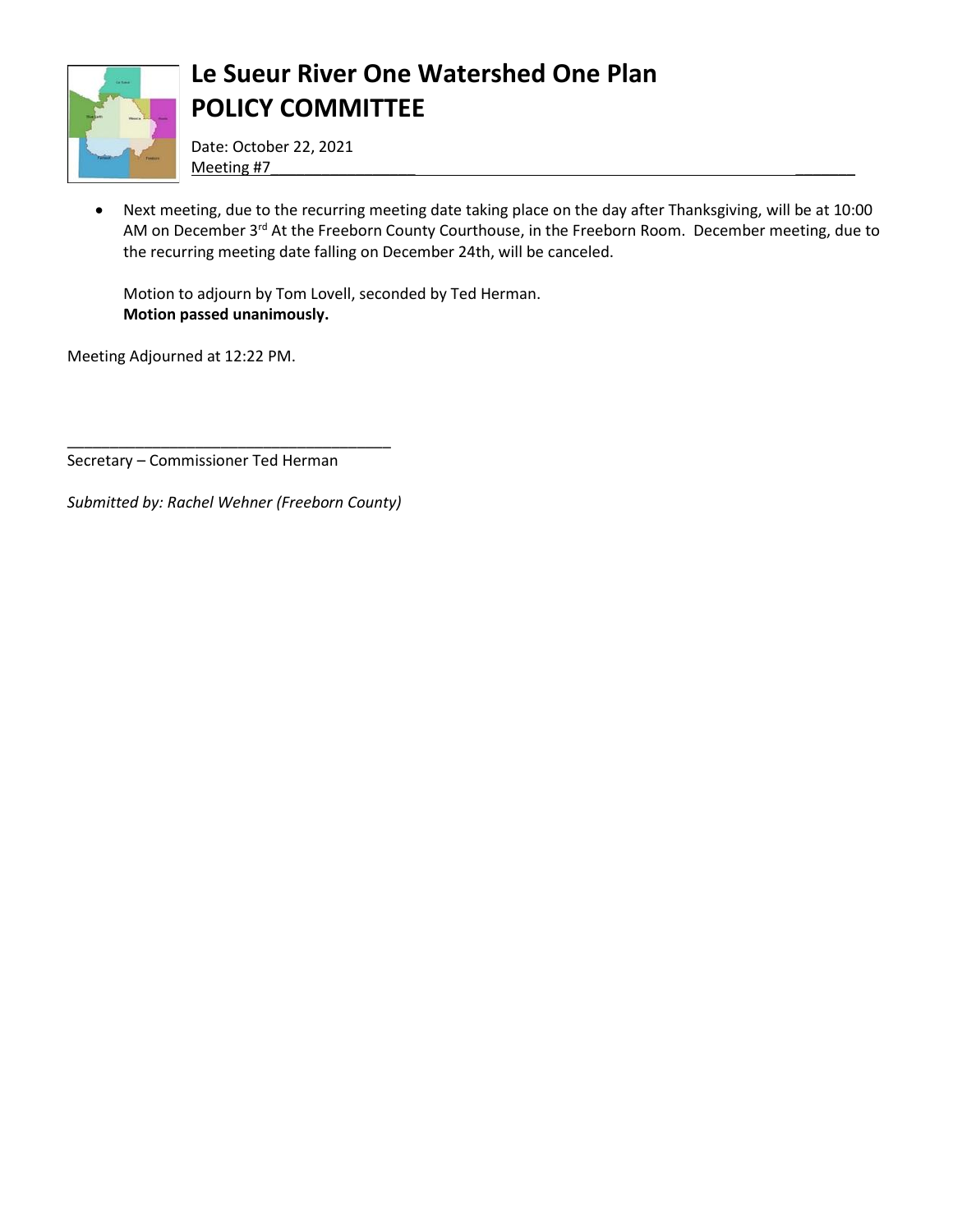# Le Sueur River One Watershed One Plan
# POLICY COMMITTEE

Date: October 22, 2021
Meeting #7

- Next meeting, due to the recurring meeting date taking place on the day after Thanksgiving, will be at 10:00 AM on December 3rd At the Freeborn County Courthouse, in the Freeborn Room. December meeting, due to the recurring meeting date falling on December 24th, will be canceled.

  Motion to adjourn by Tom Lovell, seconded by Ted Herman.
  **Motion passed unanimously.**

Meeting Adjourned at 12:22 PM.

_______________________________________
Secretary – Commissioner Ted Herman

*Submitted by: Rachel Wehner (Freeborn County)*